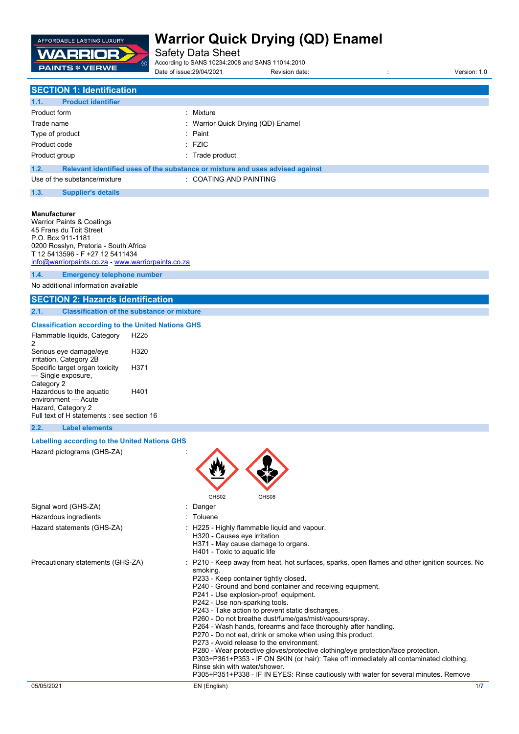# Warrior Quick Drying (QD) Enamel

Safety Data Sheet

According to SANS 10234:2008 and SANS 11014:2010

Date of issue:29/04/2021 Revision date: : Version: 1.0

## SECTION 1: Identification

### 1.1. Product identifier

| | |
|---|---|
| Product form | : Mixture |
| Trade name | : Warrior Quick Drying (QD) Enamel |
| Type of product | : Paint |
| Product code | : FZIC |
| Product group | : Trade product |

### 1.2. Relevant identified uses of the substance or mixture and uses advised against

Use of the substance/mixture : COATING AND PAINTING

### 1.3. Supplier's details

**Manufacturer**
Warrior Paints & Coatings
45 Frans du Toit Street
P.O. Box 911-1181
0200 Rosslyn, Pretoria - South Africa
T 12 5413596 - F +27 12 5411434
info@warriorpaints.co.za - www.warriorpaints.co.za

### 1.4. Emergency telephone number

No additional information available

## SECTION 2: Hazards identification

### 2.1. Classification of the substance or mixture

**Classification according to the United Nations GHS**

| | |
|---|---|
| Flammable liquids, Category 2 | H225 |
| Serious eye damage/eye irritation, Category 2B | H320 |
| Specific target organ toxicity — Single exposure, Category 2 | H371 |
| Hazardous to the aquatic environment — Acute Hazard, Category 2 | H401 |

Full text of H statements : see section 16

### 2.2. Label elements

**Labelling according to the United Nations GHS**

Hazard pictograms (GHS-ZA) : GHS02 GHS08

Signal word (GHS-ZA) : Danger

Hazardous ingredients : Toluene

Hazard statements (GHS-ZA) :
H225 - Highly flammable liquid and vapour.
H320 - Causes eye irritation
H371 - May cause damage to organs.
H401 - Toxic to aquatic life

Precautionary statements (GHS-ZA) :
P210 - Keep away from heat, hot surfaces, sparks, open flames and other ignition sources. No smoking.
P233 - Keep container tightly closed.
P240 - Ground and bond container and receiving equipment.
P241 - Use explosion-proof equipment.
P242 - Use non-sparking tools.
P243 - Take action to prevent static discharges.
P260 - Do not breathe dust/fume/gas/mist/vapours/spray.
P264 - Wash hands, forearms and face thoroughly after handling.
P270 - Do not eat, drink or smoke when using this product.
P273 - Avoid release to the environment.
P280 - Wear protective gloves/protective clothing/eye protection/face protection.
P303+P361+P353 - IF ON SKIN (or hair): Take off immediately all contaminated clothing. Rinse skin with water/shower.
P305+P351+P338 - IF IN EYES: Rinse cautiously with water for several minutes. Remove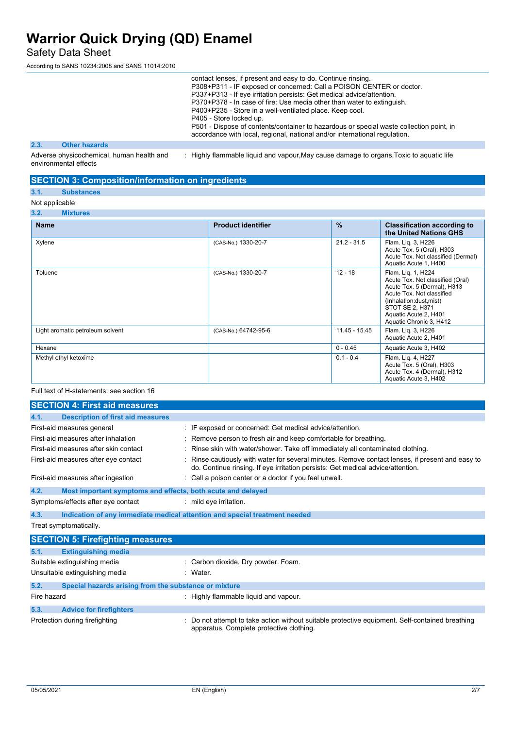contact lenses, if present and easy to do. Continue rinsing.
P308+P311 - IF exposed or concerned: Call a POISON CENTER or doctor.
P337+P313 - If eye irritation persists: Get medical advice/attention.
P370+P378 - In case of fire: Use media other than water to extinguish.
P403+P235 - Store in a well-ventilated place. Keep cool.
P405 - Store locked up.
P501 - Dispose of contents/container to hazardous or special waste collection point, in accordance with local, regional, national and/or international regulation.

### 2.3. Other hazards

Adverse physicochemical, human health and environmental effects : Highly flammable liquid and vapour,May cause damage to organs,Toxic to aquatic life

## SECTION 3: Composition/information on ingredients

### 3.1. Substances

Not applicable

### 3.2. Mixtures

| Name | Product identifier | % | Classification according to the United Nations GHS |
|---|---|---|---|
| Xylene | (CAS-No.) 1330-20-7 | 21.2 - 31.5 | Flam. Liq. 3, H226<br>Acute Tox. 5 (Oral), H303<br>Acute Tox. Not classified (Dermal)<br>Aquatic Acute 1, H400 |
| Toluene | (CAS-No.) 1330-20-7 | 12 - 18 | Flam. Liq. 1, H224<br>Acute Tox. Not classified (Oral)<br>Acute Tox. 5 (Dermal), H313<br>Acute Tox. Not classified (Inhalation:dust,mist)<br>STOT SE 2, H371<br>Aquatic Acute 2, H401<br>Aquatic Chronic 3, H412 |
| Light aromatic petroleum solvent | (CAS-No.) 64742-95-6 | 11.45 - 15.45 | Flam. Liq. 3, H226<br>Aquatic Acute 2, H401 |
| Hexane | | 0 - 0.45 | Aquatic Acute 3, H402 |
| Methyl ethyl ketoxime | | 0.1 - 0.4 | Flam. Liq. 4, H227<br>Acute Tox. 5 (Oral), H303<br>Acute Tox. 4 (Dermal), H312<br>Aquatic Acute 3, H402 |

Full text of H-statements: see section 16

## SECTION 4: First aid measures

### 4.1. Description of first aid measures

First-aid measures general : IF exposed or concerned: Get medical advice/attention.

First-aid measures after inhalation : Remove person to fresh air and keep comfortable for breathing.

First-aid measures after skin contact : Rinse skin with water/shower. Take off immediately all contaminated clothing.

First-aid measures after eye contact : Rinse cautiously with water for several minutes. Remove contact lenses, if present and easy to do. Continue rinsing. If eye irritation persists: Get medical advice/attention.

First-aid measures after ingestion : Call a poison center or a doctor if you feel unwell.

### 4.2. Most important symptoms and effects, both acute and delayed

Symptoms/effects after eye contact : mild eye irritation.

### 4.3. Indication of any immediate medical attention and special treatment needed

Treat symptomatically.

## SECTION 5: Firefighting measures

### 5.1. Extinguishing media

Suitable extinguishing media : Carbon dioxide. Dry powder. Foam.

Unsuitable extinguishing media : Water.

### 5.2. Special hazards arising from the substance or mixture

Fire hazard : Highly flammable liquid and vapour.

### 5.3. Advice for firefighters

Protection during firefighting : Do not attempt to take action without suitable protective equipment. Self-contained breathing apparatus. Complete protective clothing.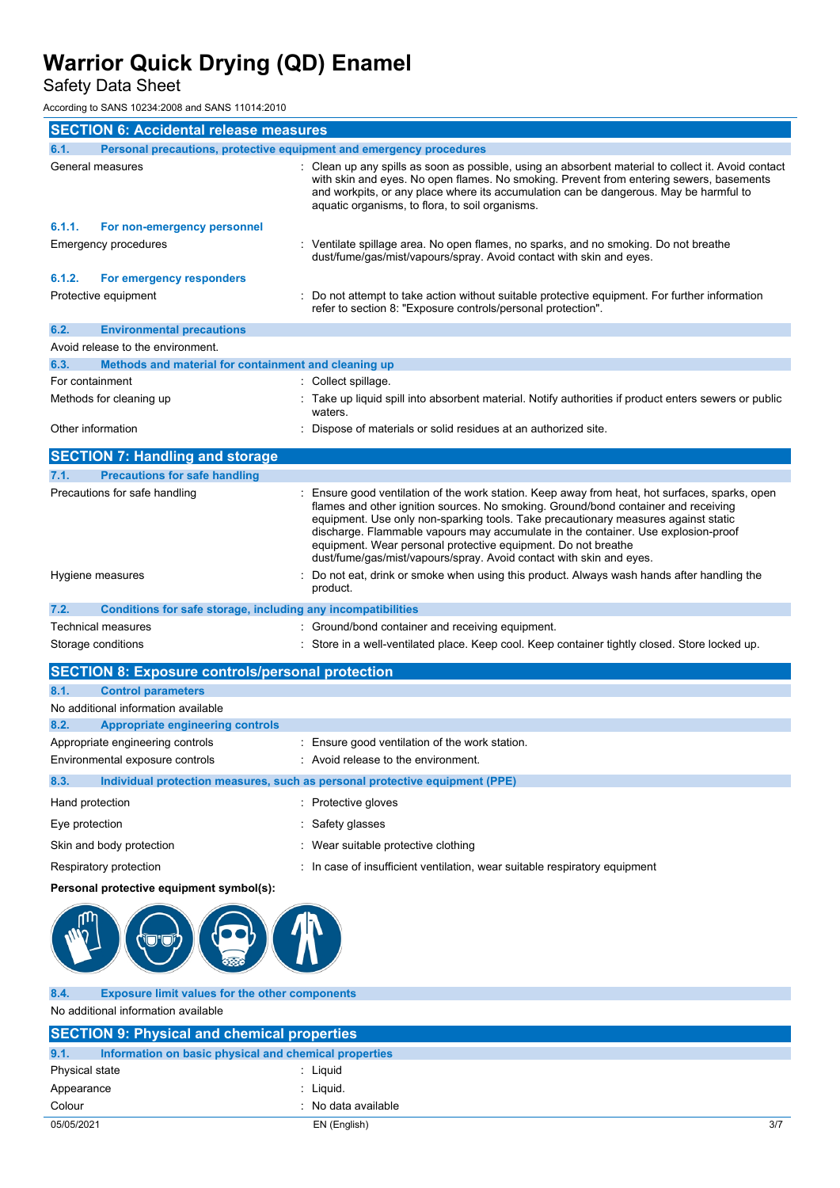# Warrior Quick Drying (QD) Enamel

Safety Data Sheet

According to SANS 10234:2008 and SANS 11014:2010

## SECTION 6: Accidental release measures

### 6.1. Personal precautions, protective equipment and emergency procedures

General measures : Clean up any spills as soon as possible, using an absorbent material to collect it. Avoid contact with skin and eyes. No open flames. No smoking. Prevent from entering sewers, basements and workpits, or any place where its accumulation can be dangerous. May be harmful to aquatic organisms, to flora, to soil organisms.

#### 6.1.1. For non-emergency personnel

Emergency procedures : Ventilate spillage area. No open flames, no sparks, and no smoking. Do not breathe dust/fume/gas/mist/vapours/spray. Avoid contact with skin and eyes.

#### 6.1.2. For emergency responders

Protective equipment : Do not attempt to take action without suitable protective equipment. For further information refer to section 8: "Exposure controls/personal protection".

### 6.2. Environmental precautions

Avoid release to the environment.

### 6.3. Methods and material for containment and cleaning up

For containment : Collect spillage.

Methods for cleaning up : Take up liquid spill into absorbent material. Notify authorities if product enters sewers or public waters.

Other information : Dispose of materials or solid residues at an authorized site.

## SECTION 7: Handling and storage

### 7.1. Precautions for safe handling

Precautions for safe handling : Ensure good ventilation of the work station. Keep away from heat, hot surfaces, sparks, open flames and other ignition sources. No smoking. Ground/bond container and receiving equipment. Use only non-sparking tools. Take precautionary measures against static discharge. Flammable vapours may accumulate in the container. Use explosion-proof equipment. Wear personal protective equipment. Do not breathe dust/fume/gas/mist/vapours/spray. Avoid contact with skin and eyes.

Hygiene measures : Do not eat, drink or smoke when using this product. Always wash hands after handling the product.

### 7.2. Conditions for safe storage, including any incompatibilities

Technical measures : Ground/bond container and receiving equipment.

Storage conditions : Store in a well-ventilated place. Keep cool. Keep container tightly closed. Store locked up.

## SECTION 8: Exposure controls/personal protection

### 8.1. Control parameters

No additional information available

### 8.2. Appropriate engineering controls

Appropriate engineering controls : Ensure good ventilation of the work station.

Environmental exposure controls : Avoid release to the environment.

### 8.3. Individual protection measures, such as personal protective equipment (PPE)

Hand protection : Protective gloves

Eye protection : Safety glasses

Skin and body protection : Wear suitable protective clothing

Respiratory protection : In case of insufficient ventilation, wear suitable respiratory equipment

**Personal protective equipment symbol(s):**

### 8.4. Exposure limit values for the other components

No additional information available

## SECTION 9: Physical and chemical properties

### 9.1. Information on basic physical and chemical properties

Physical state : Liquid

Appearance : Liquid.

Colour : No data available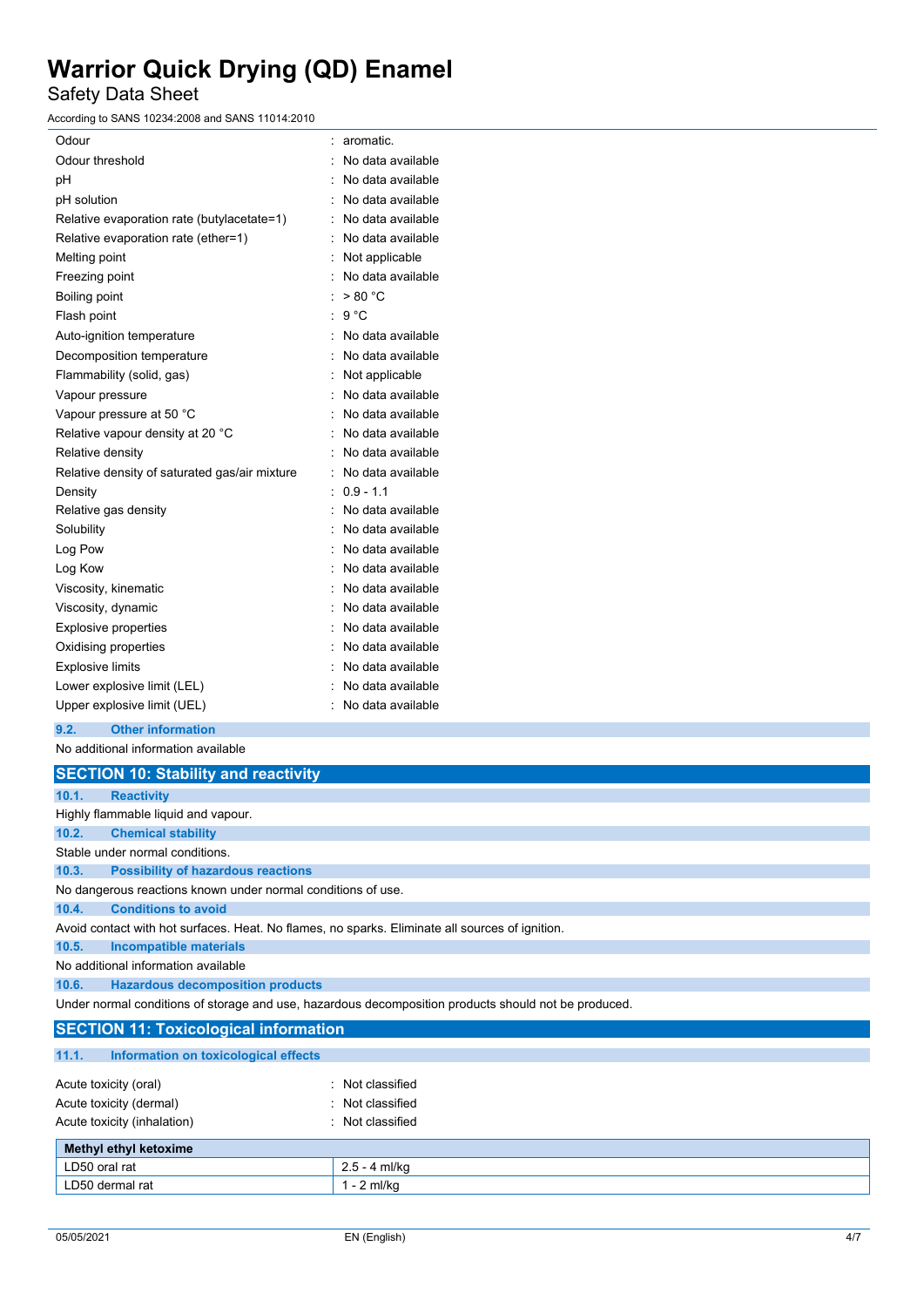| | |
|---|---|
| Odour | : aromatic. |
| Odour threshold | : No data available |
| pH | : No data available |
| pH solution | : No data available |
| Relative evaporation rate (butylacetate=1) | : No data available |
| Relative evaporation rate (ether=1) | : No data available |
| Melting point | : Not applicable |
| Freezing point | : No data available |
| Boiling point | : > 80 °C |
| Flash point | : 9 °C |
| Auto-ignition temperature | : No data available |
| Decomposition temperature | : No data available |
| Flammability (solid, gas) | : Not applicable |
| Vapour pressure | : No data available |
| Vapour pressure at 50 °C | : No data available |
| Relative vapour density at 20 °C | : No data available |
| Relative density | : No data available |
| Relative density of saturated gas/air mixture | : No data available |
| Density | : 0.9 - 1.1 |
| Relative gas density | : No data available |
| Solubility | : No data available |
| Log Pow | : No data available |
| Log Kow | : No data available |
| Viscosity, kinematic | : No data available |
| Viscosity, dynamic | : No data available |
| Explosive properties | : No data available |
| Oxidising properties | : No data available |
| Explosive limits | : No data available |
| Lower explosive limit (LEL) | : No data available |
| Upper explosive limit (UEL) | : No data available |

### 9.2. Other information

No additional information available

## SECTION 10: Stability and reactivity

### 10.1. Reactivity

Highly flammable liquid and vapour.

### 10.2. Chemical stability

Stable under normal conditions.

### 10.3. Possibility of hazardous reactions

No dangerous reactions known under normal conditions of use.

### 10.4. Conditions to avoid

Avoid contact with hot surfaces. Heat. No flames, no sparks. Eliminate all sources of ignition.

### 10.5. Incompatible materials

No additional information available

### 10.6. Hazardous decomposition products

Under normal conditions of storage and use, hazardous decomposition products should not be produced.

## SECTION 11: Toxicological information

### 11.1. Information on toxicological effects

| | |
|---|---|
| Acute toxicity (oral) | : Not classified |
| Acute toxicity (dermal) | : Not classified |
| Acute toxicity (inhalation) | : Not classified |

| **Methyl ethyl ketoxime** | |
|---|---|
| LD50 oral rat | 2.5 - 4 ml/kg |
| LD50 dermal rat | 1 - 2 ml/kg |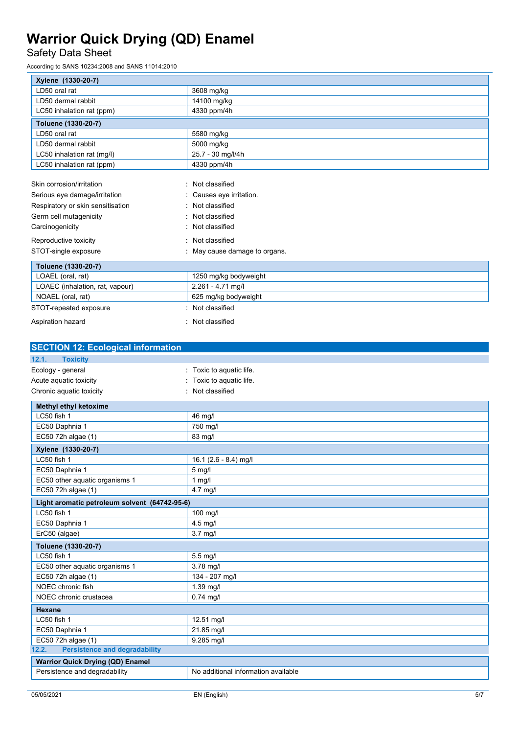| Xylene (1330-20-7) | |
|---|---|
| LD50 oral rat | 3608 mg/kg |
| LD50 dermal rabbit | 14100 mg/kg |
| LC50 inhalation rat (ppm) | 4330 ppm/4h |

| Toluene (1330-20-7) | |
|---|---|
| LD50 oral rat | 5580 mg/kg |
| LD50 dermal rabbit | 5000 mg/kg |
| LC50 inhalation rat (mg/l) | 25.7 - 30 mg/l/4h |
| LC50 inhalation rat (ppm) | 4330 ppm/4h |

Skin corrosion/irritation : Not classified

Serious eye damage/irritation : Causes eye irritation.

Respiratory or skin sensitisation : Not classified

Germ cell mutagenicity : Not classified

Carcinogenicity : Not classified

Reproductive toxicity : Not classified

STOT-single exposure : May cause damage to organs.

| Toluene (1330-20-7) | |
|---|---|
| LOAEL (oral, rat) | 1250 mg/kg bodyweight |
| LOAEC (inhalation, rat, vapour) | 2.261 - 4.71 mg/l |
| NOAEL (oral, rat) | 625 mg/kg bodyweight |

STOT-repeated exposure : Not classified

Aspiration hazard : Not classified

## SECTION 12: Ecological information

### 12.1. Toxicity

Ecology - general : Toxic to aquatic life.

Acute aquatic toxicity : Toxic to aquatic life.

Chronic aquatic toxicity : Not classified

| Methyl ethyl ketoxime | |
|---|---|
| LC50 fish 1 | 46 mg/l |
| EC50 Daphnia 1 | 750 mg/l |
| EC50 72h algae (1) | 83 mg/l |

| Xylene (1330-20-7) | |
|---|---|
| LC50 fish 1 | 16.1 (2.6 - 8.4) mg/l |
| EC50 Daphnia 1 | 5 mg/l |
| EC50 other aquatic organisms 1 | 1 mg/l |
| EC50 72h algae (1) | 4.7 mg/l |

| Light aromatic petroleum solvent (64742-95-6) | |
|---|---|
| LC50 fish 1 | 100 mg/l |
| EC50 Daphnia 1 | 4.5 mg/l |
| ErC50 (algae) | 3.7 mg/l |

| Toluene (1330-20-7) | |
|---|---|
| LC50 fish 1 | 5.5 mg/l |
| EC50 other aquatic organisms 1 | 3.78 mg/l |
| EC50 72h algae (1) | 134 - 207 mg/l |
| NOEC chronic fish | 1.39 mg/l |
| NOEC chronic crustacea | 0.74 mg/l |

| Hexane | |
|---|---|
| LC50 fish 1 | 12.51 mg/l |
| EC50 Daphnia 1 | 21.85 mg/l |
| EC50 72h algae (1) | 9.285 mg/l |

### 12.2. Persistence and degradability

| Warrior Quick Drying (QD) Enamel | |
|---|---|
| Persistence and degradability | No additional information available |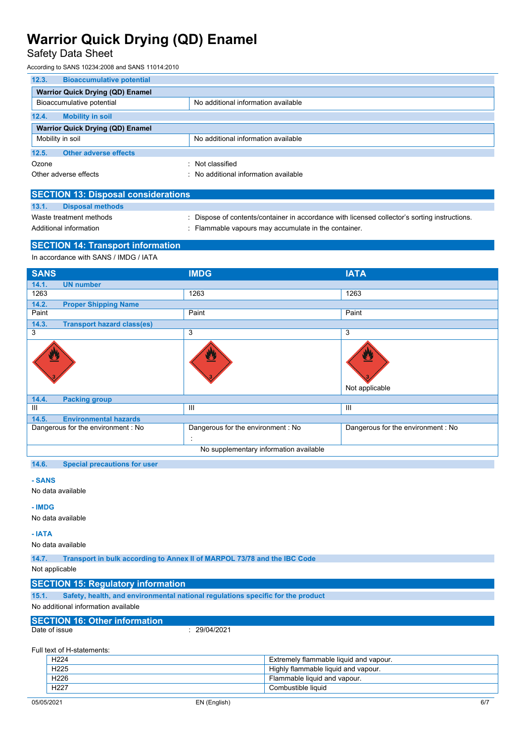### 12.3. Bioaccumulative potential

| Warrior Quick Drying (QD) Enamel | |
|---|---|
| Bioaccumulative potential | No additional information available |

### 12.4. Mobility in soil

| Warrior Quick Drying (QD) Enamel | |
|---|---|
| Mobility in soil | No additional information available |

### 12.5. Other adverse effects

Ozone : Not classified

Other adverse effects : No additional information available

## SECTION 13: Disposal considerations

### 13.1. Disposal methods

Waste treatment methods : Dispose of contents/container in accordance with licensed collector's sorting instructions.

Additional information : Flammable vapours may accumulate in the container.

## SECTION 14: Transport information

In accordance with SANS / IMDG / IATA

| SANS | IMDG | IATA |
|---|---|---|
| **14.1. UN number** | | |
| 1263 | 1263 | 1263 |
| **14.2. Proper Shipping Name** | | |
| Paint | Paint | Paint |
| **14.3. Transport hazard class(es)** | | |
| 3 | 3 | 3 |
| | | Not applicable |
| **14.4. Packing group** | | |
| III | III | III |
| **14.5. Environmental hazards** | | |
| Dangerous for the environment : No | Dangerous for the environment : No<br>: | Dangerous for the environment : No |
| No supplementary information available | | |

### 14.6. Special precautions for user

**- SANS**

No data available

**- IMDG**

No data available

**- IATA**

No data available

### 14.7. Transport in bulk according to Annex II of MARPOL 73/78 and the IBC Code

Not applicable

## SECTION 15: Regulatory information

### 15.1. Safety, health, and environmental national regulations specific for the product

No additional information available

## SECTION 16: Other information

Date of issue : 29/04/2021

Full text of H-statements:

| | |
|---|---|
| H224 | Extremely flammable liquid and vapour. |
| H225 | Highly flammable liquid and vapour. |
| H226 | Flammable liquid and vapour. |
| H227 | Combustible liquid |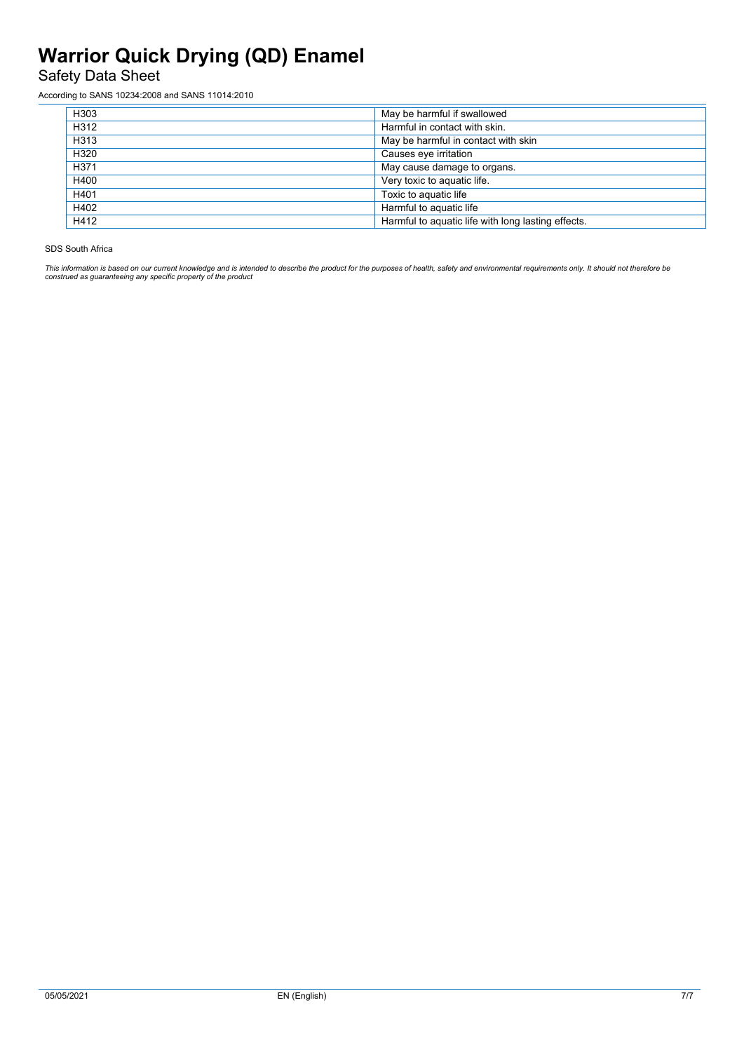| | |
|---|---|
| H303 | May be harmful if swallowed |
| H312 | Harmful in contact with skin. |
| H313 | May be harmful in contact with skin |
| H320 | Causes eye irritation |
| H371 | May cause damage to organs. |
| H400 | Very toxic to aquatic life. |
| H401 | Toxic to aquatic life |
| H402 | Harmful to aquatic life |
| H412 | Harmful to aquatic life with long lasting effects. |

SDS South Africa

*This information is based on our current knowledge and is intended to describe the product for the purposes of health, safety and environmental requirements only. It should not therefore be construed as guaranteeing any specific property of the product*